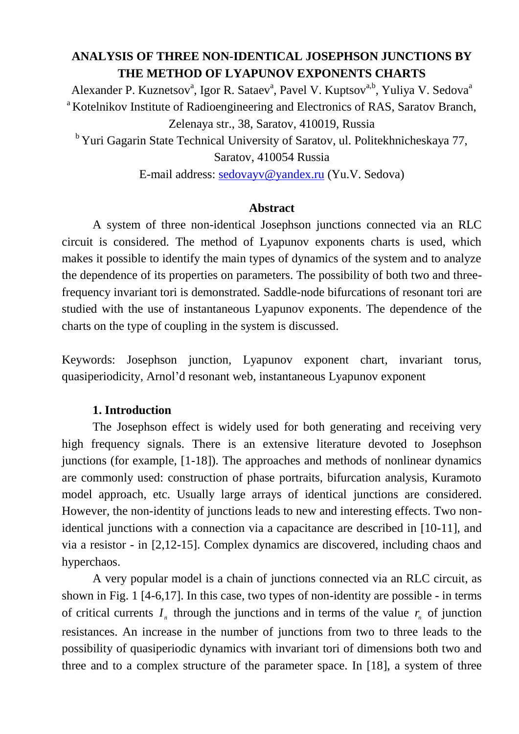# ANALYSIS OF THREE NON-IDENTICAL JOSEPHSON JUNCTIONS BY THE METHOD OF LYAPUNOV EXPONENTS CHARTS

Alexander P. Kuznetsov[a], Igor R. Sataev[a], Pavel V. Kuptsov[a,b], Yuliya V. Sedova[a]

[a] Kotelnikov Institute of Radioengineering and Electronics of RAS, Saratov Branch, Zelenaya str., 38, Saratov, 410019, Russia

[b] Yuri Gagarin State Technical University of Saratov, ul. Politekhnicheskaya 77, Saratov, 410054 Russia

E-mail address: sedovayv@yandex.ru (Yu.V. Sedova)

## Abstract

A system of three non-identical Josephson junctions connected via an RLC circuit is considered. The method of Lyapunov exponents charts is used, which makes it possible to identify the main types of dynamics of the system and to analyze the dependence of its properties on parameters. The possibility of both two and three-frequency invariant tori is demonstrated. Saddle-node bifurcations of resonant tori are studied with the use of instantaneous Lyapunov exponents. The dependence of the charts on the type of coupling in the system is discussed.

Keywords: Josephson junction, Lyapunov exponent chart, invariant torus, quasiperiodicity, Arnol'd resonant web, instantaneous Lyapunov exponent

## 1. Introduction

The Josephson effect is widely used for both generating and receiving very high frequency signals. There is an extensive literature devoted to Josephson junctions (for example, [1-18]). The approaches and methods of nonlinear dynamics are commonly used: construction of phase portraits, bifurcation analysis, Kuramoto model approach, etc. Usually large arrays of identical junctions are considered. However, the non-identity of junctions leads to new and interesting effects. Two non-identical junctions with a connection via a capacitance are described in [10-11], and via a resistor - in [2,12-15]. Complex dynamics are discovered, including chaos and hyperchaos.

A very popular model is a chain of junctions connected via an RLC circuit, as shown in Fig. 1 [4-6,17]. In this case, two types of non-identity are possible - in terms of critical currents $I_n$ through the junctions and in terms of the value $r_n$ of junction resistances. An increase in the number of junctions from two to three leads to the possibility of quasiperiodic dynamics with invariant tori of dimensions both two and three and to a complex structure of the parameter space. In [18], a system of three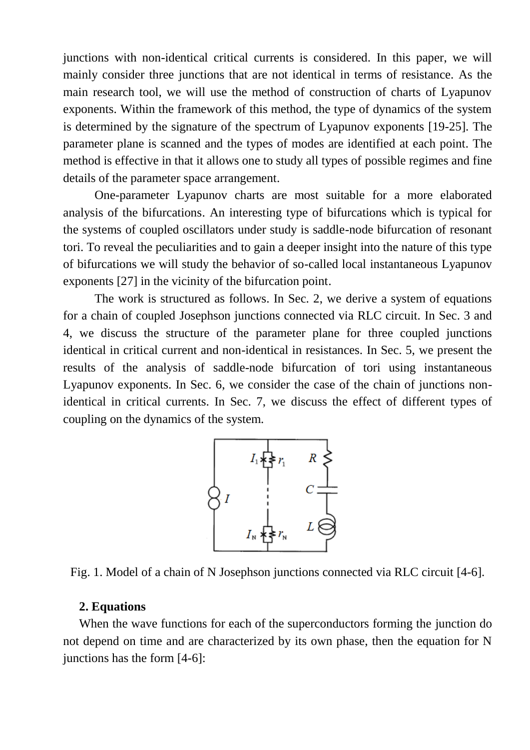junctions with non-identical critical currents is considered. In this paper, we will mainly consider three junctions that are not identical in terms of resistance. As the main research tool, we will use the method of construction of charts of Lyapunov exponents. Within the framework of this method, the type of dynamics of the system is determined by the signature of the spectrum of Lyapunov exponents [19-25]. The parameter plane is scanned and the types of modes are identified at each point. The method is effective in that it allows one to study all types of possible regimes and fine details of the parameter space arrangement.

One-parameter Lyapunov charts are most suitable for a more elaborated analysis of the bifurcations. An interesting type of bifurcations which is typical for the systems of coupled oscillators under study is saddle-node bifurcation of resonant tori. To reveal the peculiarities and to gain a deeper insight into the nature of this type of bifurcations we will study the behavior of so-called local instantaneous Lyapunov exponents [27] in the vicinity of the bifurcation point.

The work is structured as follows. In Sec. 2, we derive a system of equations for a chain of coupled Josephson junctions connected via RLC circuit. In Sec. 3 and 4, we discuss the structure of the parameter plane for three coupled junctions identical in critical current and non-identical in resistances. In Sec. 5, we present the results of the analysis of saddle-node bifurcation of tori using instantaneous Lyapunov exponents. In Sec. 6, we consider the case of the chain of junctions non-identical in critical currents. In Sec. 7, we discuss the effect of different types of coupling on the dynamics of the system.

Fig. 1. Model of a chain of N Josephson junctions connected via RLC circuit [4-6].

## 2. Equations

When the wave functions for each of the superconductors forming the junction do not depend on time and are characterized by its own phase, then the equation for N junctions has the form [4-6]: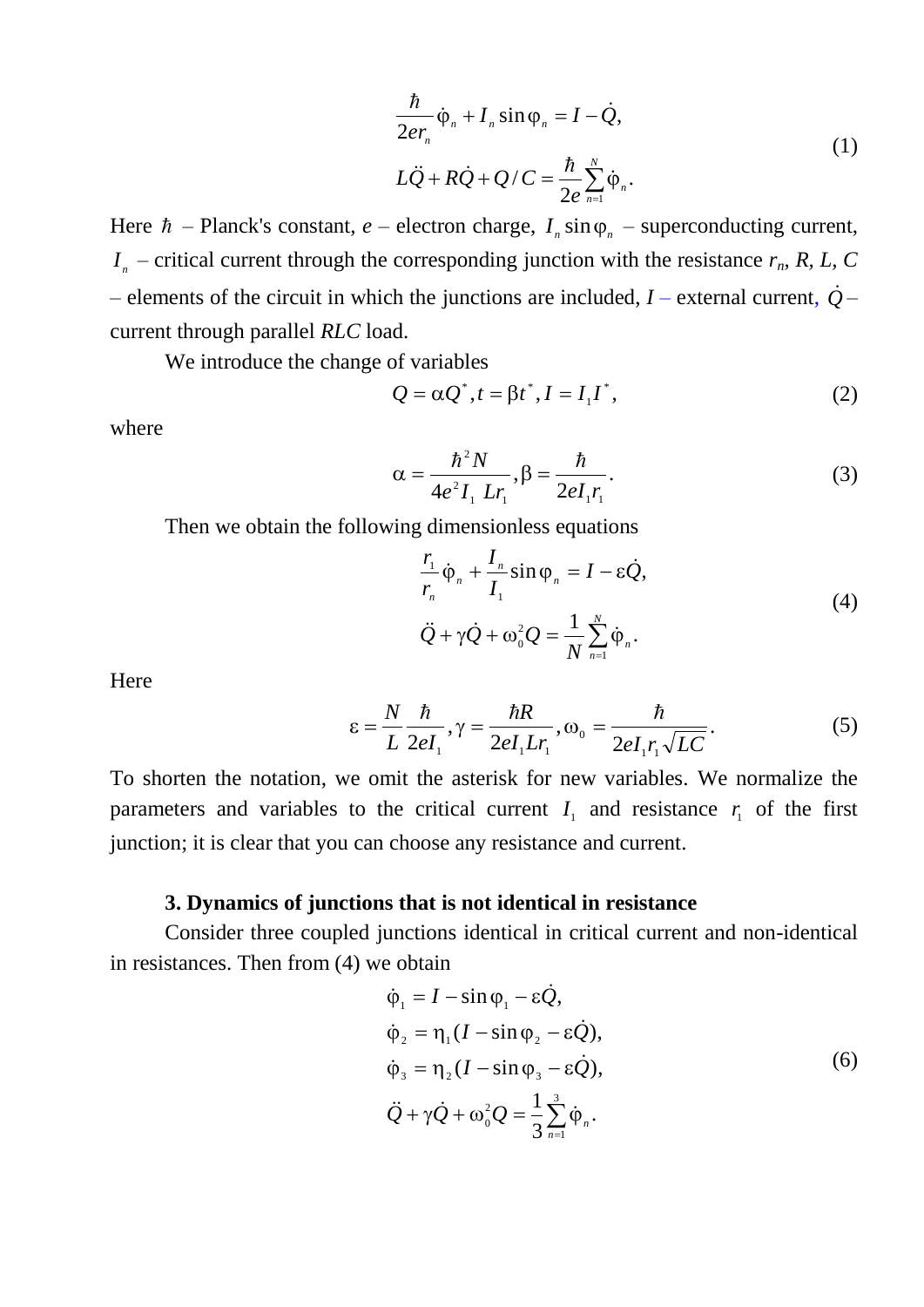$$
\begin{aligned}
&\frac{\hbar}{2er_n}\dot{\varphi}_n + I_n \sin\varphi_n = I - \dot{Q}, \\
&L\ddot{Q} + R\dot{Q} + Q/C = \frac{\hbar}{2e}\sum_{n=1}^{N}\dot{\varphi}_n .
\end{aligned}
\tag{1}
$$

Here $\hbar$ – Planck's constant, $e$ – electron charge, $I_n \sin\varphi_n$ – superconducting current, $I_n$ – critical current through the corresponding junction with the resistance $r_n$, $R$, $L$, $C$ – elements of the circuit in which the junctions are included, $I$ – external current, $\dot{Q}$ – current through parallel *RLC* load.

We introduce the change of variables

$$
Q = \alpha Q^*, t = \beta t^*, I = I_1 I^*,
\tag{2}
$$

where

$$
\alpha = \frac{\hbar^2 N}{4e^2 I_1 \, L r_1}, \beta = \frac{\hbar}{2eI_1 r_1}.
\tag{3}
$$

Then we obtain the following dimensionless equations

$$
\begin{aligned}
&\frac{r_1}{r_n}\dot{\varphi}_n + \frac{I_n}{I_1}\sin\varphi_n = I - \varepsilon\dot{Q}, \\
&\ddot{Q} + \gamma\dot{Q} + \omega_0^2 Q = \frac{1}{N}\sum_{n=1}^{N}\dot{\varphi}_n .
\end{aligned}
\tag{4}
$$

Here

$$
\varepsilon = \frac{N}{L}\frac{\hbar}{2eI_1}, \gamma = \frac{\hbar R}{2eI_1 L r_1}, \omega_0 = \frac{\hbar}{2eI_1 r_1 \sqrt{LC}}.
\tag{5}
$$

To shorten the notation, we omit the asterisk for new variables. We normalize the parameters and variables to the critical current $I_1$ and resistance $r_1$ of the first junction; it is clear that you can choose any resistance and current.

### 3. Dynamics of junctions that is not identical in resistance

Consider three coupled junctions identical in critical current and non-identical in resistances. Then from (4) we obtain

$$
\begin{aligned}
&\dot{\varphi}_1 = I - \sin\varphi_1 - \varepsilon\dot{Q}, \\
&\dot{\varphi}_2 = \eta_1 (I - \sin\varphi_2 - \varepsilon\dot{Q}), \\
&\dot{\varphi}_3 = \eta_2 (I - \sin\varphi_3 - \varepsilon\dot{Q}), \\
&\ddot{Q} + \gamma\dot{Q} + \omega_0^2 Q = \frac{1}{3}\sum_{n=1}^{3}\dot{\varphi}_n .
\end{aligned}
\tag{6}
$$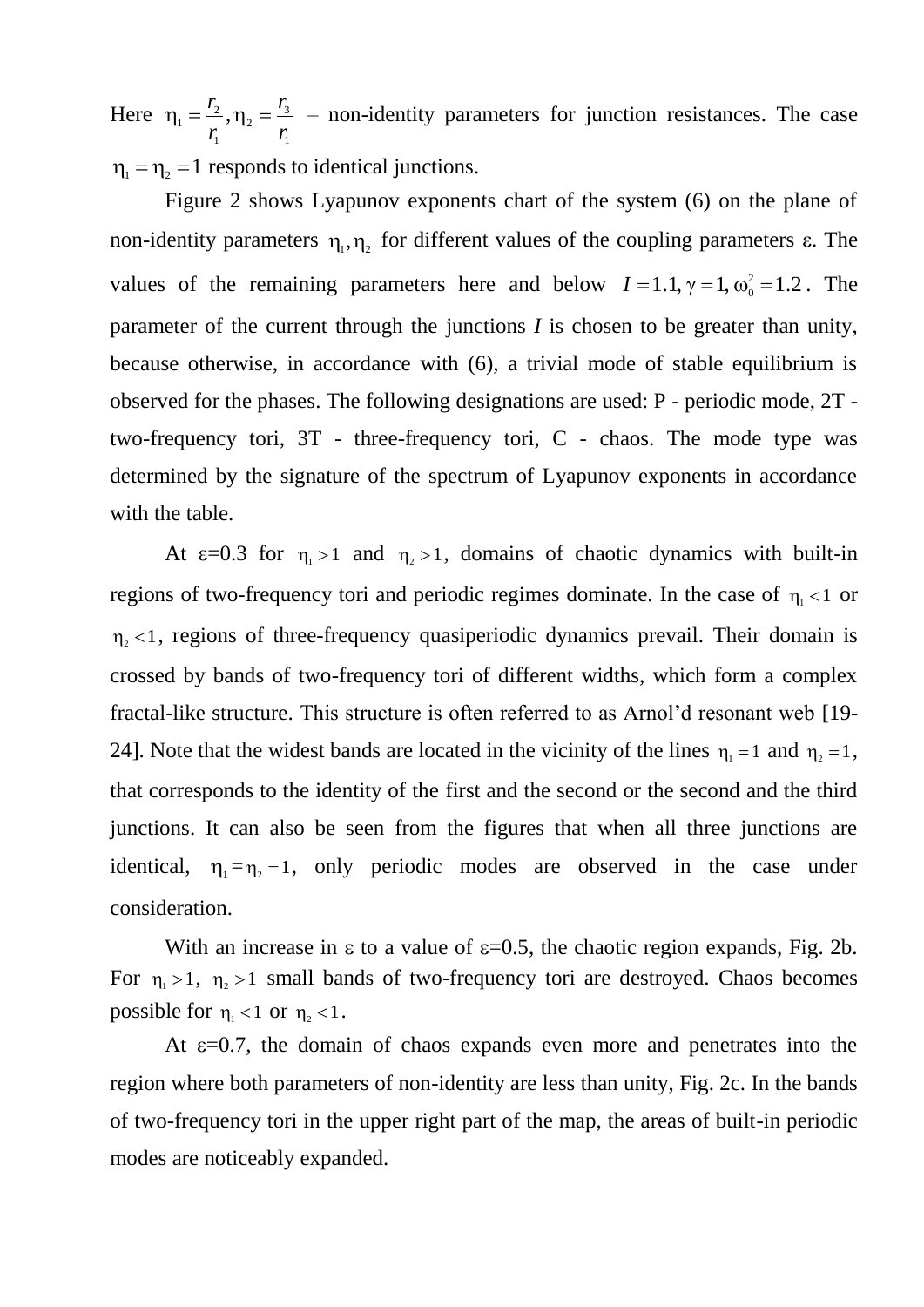Here $\eta_1 = \frac{r_2}{r_1}, \eta_2 = \frac{r_3}{r_1}$ – non-identity parameters for junction resistances. The case $\eta_1 = \eta_2 = 1$ responds to identical junctions.

Figure 2 shows Lyapunov exponents chart of the system (6) on the plane of non-identity parameters $\eta_1, \eta_2$ for different values of the coupling parameters ε. The values of the remaining parameters here and below $I = 1.1, \gamma = 1, \omega_0^2 = 1.2$. The parameter of the current through the junctions *I* is chosen to be greater than unity, because otherwise, in accordance with (6), a trivial mode of stable equilibrium is observed for the phases. The following designations are used: P - periodic mode, 2T - two-frequency tori, 3T - three-frequency tori, C - chaos. The mode type was determined by the signature of the spectrum of Lyapunov exponents in accordance with the table.

At ε=0.3 for $\eta_1 > 1$ and $\eta_2 > 1$, domains of chaotic dynamics with built-in regions of two-frequency tori and periodic regimes dominate. In the case of $\eta_1 < 1$ or $\eta_2 < 1$, regions of three-frequency quasiperiodic dynamics prevail. Their domain is crossed by bands of two-frequency tori of different widths, which form a complex fractal-like structure. This structure is often referred to as Arnol'd resonant web [19-24]. Note that the widest bands are located in the vicinity of the lines $\eta_1 = 1$ and $\eta_2 = 1$, that corresponds to the identity of the first and the second or the second and the third junctions. It can also be seen from the figures that when all three junctions are identical, $\eta_1 = \eta_2 = 1$, only periodic modes are observed in the case under consideration.

With an increase in ε to a value of ε=0.5, the chaotic region expands, Fig. 2b. For $\eta_1 > 1$, $\eta_2 > 1$ small bands of two-frequency tori are destroyed. Chaos becomes possible for $\eta_1 < 1$ or $\eta_2 < 1$.

At ε=0.7, the domain of chaos expands even more and penetrates into the region where both parameters of non-identity are less than unity, Fig. 2c. In the bands of two-frequency tori in the upper right part of the map, the areas of built-in periodic modes are noticeably expanded.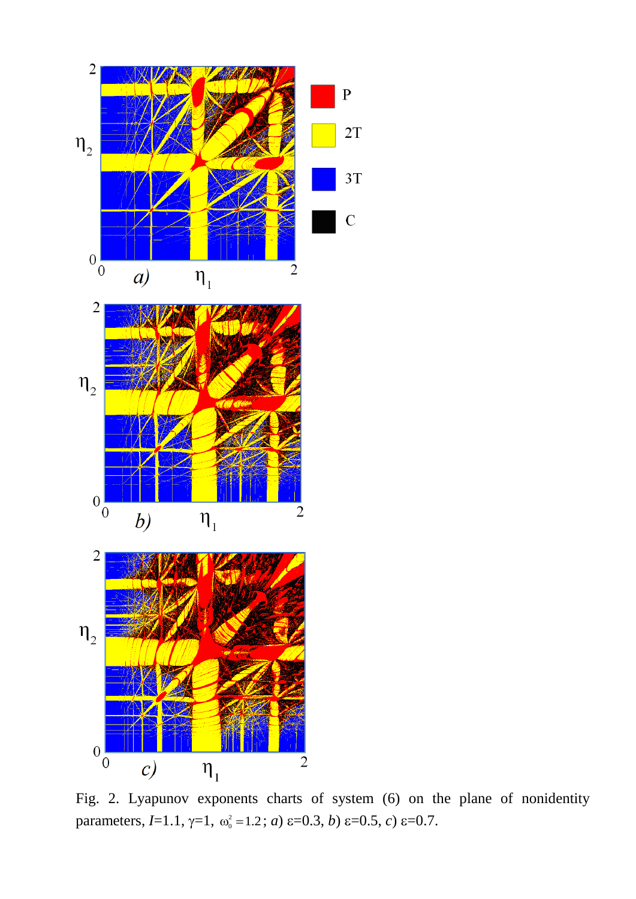Fig. 2. Lyapunov exponents charts of system (6) on the plane of nonidentity parameters, $I$=1.1, $\gamma$=1, $\omega_0^2=1.2$; *a*) $\varepsilon$=0.3, *b*) $\varepsilon$=0.5, *c*) $\varepsilon$=0.7.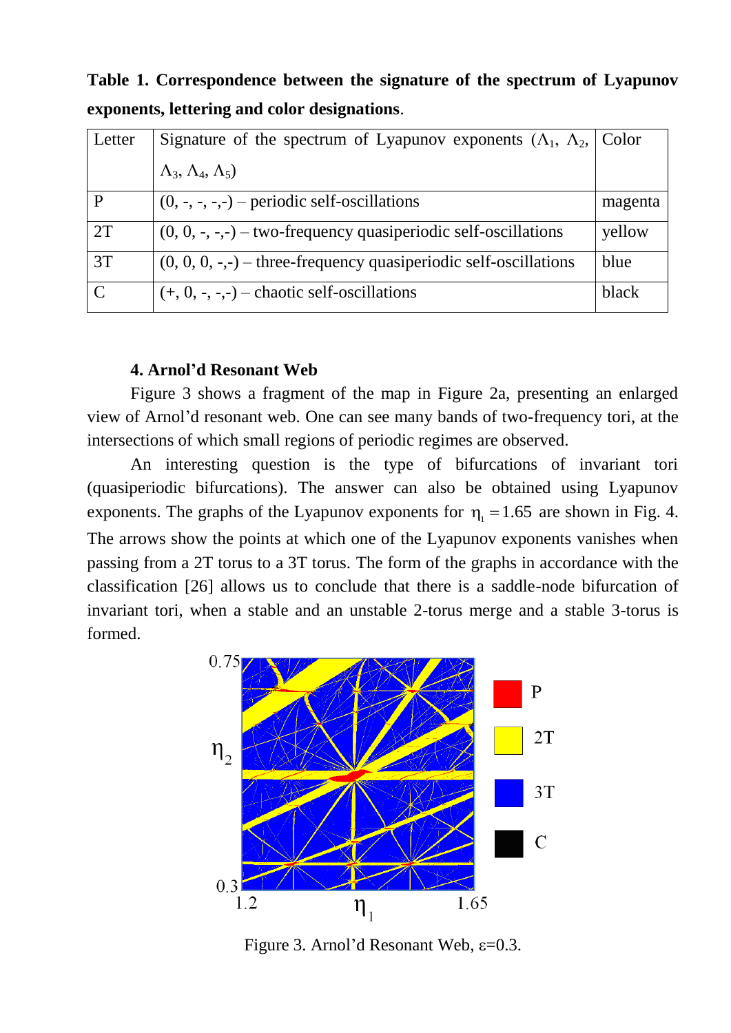**Table 1. Correspondence between the signature of the spectrum of Lyapunov exponents, lettering and color designations**.

| Letter | Signature of the spectrum of Lyapunov exponents ($\Lambda_1$, $\Lambda_2$, $\Lambda_3$, $\Lambda_4$, $\Lambda_5$) | Color |
|---|---|---|
| P | (0, -, -, -,-) – periodic self-oscillations | magenta |
| 2T | (0, 0, -, -,-) – two-frequency quasiperiodic self-oscillations | yellow |
| 3T | (0, 0, 0, -,-) – three-frequency quasiperiodic self-oscillations | blue |
| C | (+, 0, -, -,-) – chaotic self-oscillations | black |

## 4. Arnol'd Resonant Web

Figure 3 shows a fragment of the map in Figure 2a, presenting an enlarged view of Arnol'd resonant web. One can see many bands of two-frequency tori, at the intersections of which small regions of periodic regimes are observed.

An interesting question is the type of bifurcations of invariant tori (quasiperiodic bifurcations). The answer can also be obtained using Lyapunov exponents. The graphs of the Lyapunov exponents for $\eta_1 = 1.65$ are shown in Fig. 4. The arrows show the points at which one of the Lyapunov exponents vanishes when passing from a 2T torus to a 3T torus. The form of the graphs in accordance with the classification [26] allows us to conclude that there is a saddle-node bifurcation of invariant tori, when a stable and an unstable 2-torus merge and a stable 3-torus is formed.

Figure 3. Arnol'd Resonant Web, $\varepsilon$=0.3.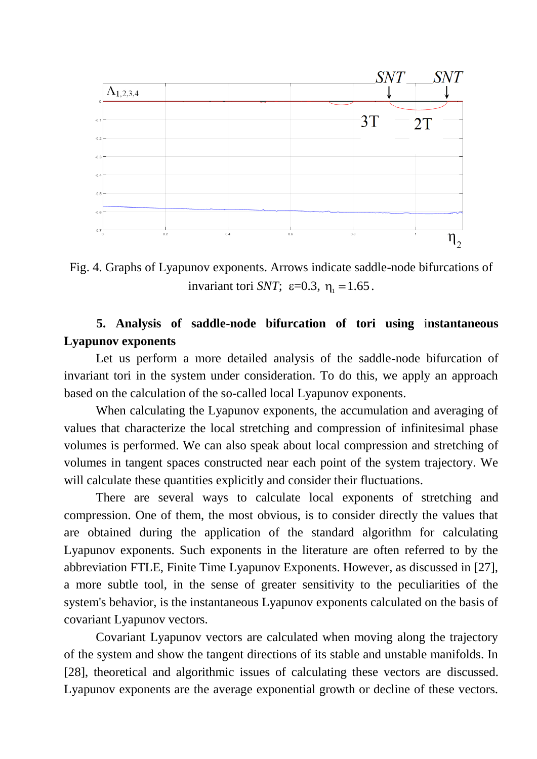Fig. 4. Graphs of Lyapunov exponents. Arrows indicate saddle-node bifurcations of invariant tori *SNT*; $\varepsilon$=0.3, $\eta_1 = 1.65$.

## 5. Analysis of saddle-node bifurcation of tori using instantaneous Lyapunov exponents

Let us perform a more detailed analysis of the saddle-node bifurcation of invariant tori in the system under consideration. To do this, we apply an approach based on the calculation of the so-called local Lyapunov exponents.

When calculating the Lyapunov exponents, the accumulation and averaging of values that characterize the local stretching and compression of infinitesimal phase volumes is performed. We can also speak about local compression and stretching of volumes in tangent spaces constructed near each point of the system trajectory. We will calculate these quantities explicitly and consider their fluctuations.

There are several ways to calculate local exponents of stretching and compression. One of them, the most obvious, is to consider directly the values that are obtained during the application of the standard algorithm for calculating Lyapunov exponents. Such exponents in the literature are often referred to by the abbreviation FTLE, Finite Time Lyapunov Exponents. However, as discussed in [27], a more subtle tool, in the sense of greater sensitivity to the peculiarities of the system's behavior, is the instantaneous Lyapunov exponents calculated on the basis of covariant Lyapunov vectors.

Covariant Lyapunov vectors are calculated when moving along the trajectory of the system and show the tangent directions of its stable and unstable manifolds. In [28], theoretical and algorithmic issues of calculating these vectors are discussed. Lyapunov exponents are the average exponential growth or decline of these vectors.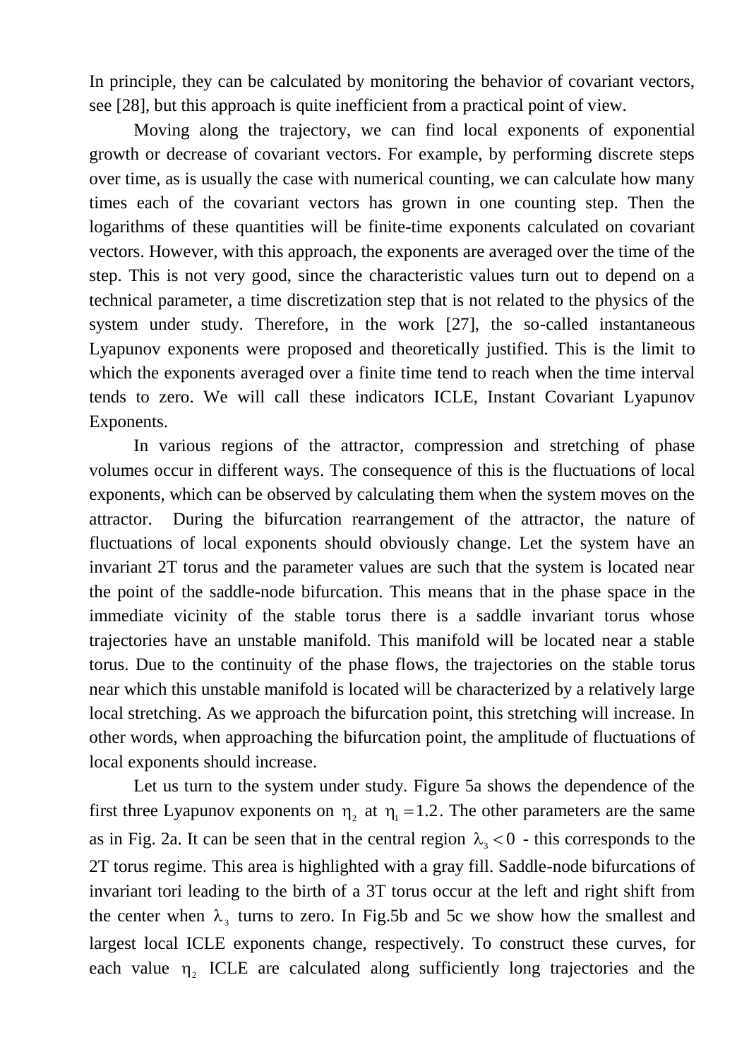In principle, they can be calculated by monitoring the behavior of covariant vectors, see [28], but this approach is quite inefficient from a practical point of view.

Moving along the trajectory, we can find local exponents of exponential growth or decrease of covariant vectors. For example, by performing discrete steps over time, as is usually the case with numerical counting, we can calculate how many times each of the covariant vectors has grown in one counting step. Then the logarithms of these quantities will be finite-time exponents calculated on covariant vectors. However, with this approach, the exponents are averaged over the time of the step. This is not very good, since the characteristic values turn out to depend on a technical parameter, a time discretization step that is not related to the physics of the system under study. Therefore, in the work [27], the so-called instantaneous Lyapunov exponents were proposed and theoretically justified. This is the limit to which the exponents averaged over a finite time tend to reach when the time interval tends to zero. We will call these indicators ICLE, Instant Covariant Lyapunov Exponents.

In various regions of the attractor, compression and stretching of phase volumes occur in different ways. The consequence of this is the fluctuations of local exponents, which can be observed by calculating them when the system moves on the attractor. During the bifurcation rearrangement of the attractor, the nature of fluctuations of local exponents should obviously change. Let the system have an invariant 2T torus and the parameter values are such that the system is located near the point of the saddle-node bifurcation. This means that in the phase space in the immediate vicinity of the stable torus there is a saddle invariant torus whose trajectories have an unstable manifold. This manifold will be located near a stable torus. Due to the continuity of the phase flows, the trajectories on the stable torus near which this unstable manifold is located will be characterized by a relatively large local stretching. As we approach the bifurcation point, this stretching will increase. In other words, when approaching the bifurcation point, the amplitude of fluctuations of local exponents should increase.

Let us turn to the system under study. Figure 5a shows the dependence of the first three Lyapunov exponents on $\eta_2$ at $\eta_1 = 1.2$. The other parameters are the same as in Fig. 2a. It can be seen that in the central region $\lambda_3 < 0$ - this corresponds to the 2T torus regime. This area is highlighted with a gray fill. Saddle-node bifurcations of invariant tori leading to the birth of a 3T torus occur at the left and right shift from the center when $\lambda_3$ turns to zero. In Fig.5b and 5c we show how the smallest and largest local ICLE exponents change, respectively. To construct these curves, for each value $\eta_2$ ICLE are calculated along sufficiently long trajectories and the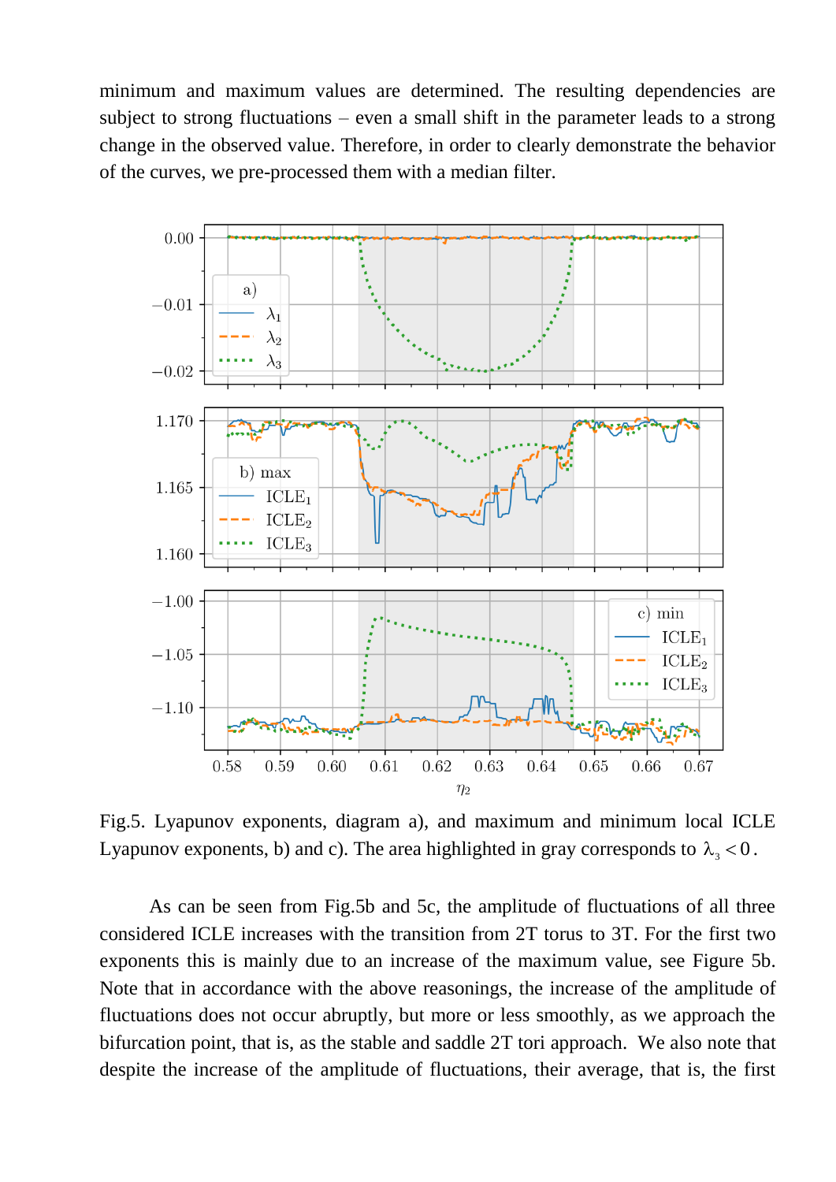minimum and maximum values are determined. The resulting dependencies are subject to strong fluctuations – even a small shift in the parameter leads to a strong change in the observed value. Therefore, in order to clearly demonstrate the behavior of the curves, we pre-processed them with a median filter.

Fig.5. Lyapunov exponents, diagram a), and maximum and minimum local ICLE Lyapunov exponents, b) and c). The area highlighted in gray corresponds to $\lambda_3 < 0$.

As can be seen from Fig.5b and 5c, the amplitude of fluctuations of all three considered ICLE increases with the transition from 2T torus to 3T. For the first two exponents this is mainly due to an increase of the maximum value, see Figure 5b. Note that in accordance with the above reasonings, the increase of the amplitude of fluctuations does not occur abruptly, but more or less smoothly, as we approach the bifurcation point, that is, as the stable and saddle 2T tori approach. We also note that despite the increase of the amplitude of fluctuations, their average, that is, the first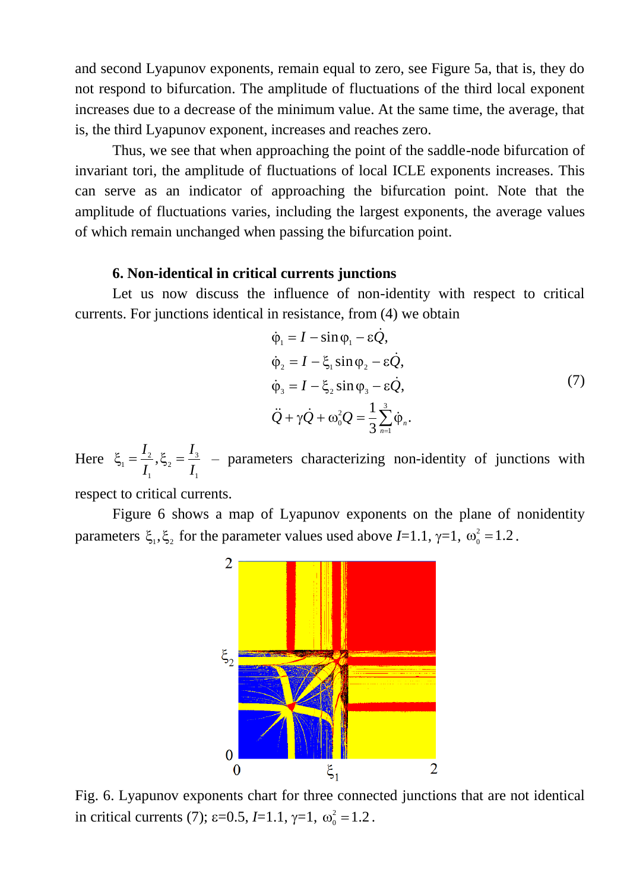and second Lyapunov exponents, remain equal to zero, see Figure 5a, that is, they do not respond to bifurcation. The amplitude of fluctuations of the third local exponent increases due to a decrease of the minimum value. At the same time, the average, that is, the third Lyapunov exponent, increases and reaches zero.

Thus, we see that when approaching the point of the saddle-node bifurcation of invariant tori, the amplitude of fluctuations of local ICLE exponents increases. This can serve as an indicator of approaching the bifurcation point. Note that the amplitude of fluctuations varies, including the largest exponents, the average values of which remain unchanged when passing the bifurcation point.

### 6. Non-identical in critical currents junctions

Let us now discuss the influence of non-identity with respect to critical currents. For junctions identical in resistance, from (4) we obtain

$$
\begin{aligned}
\dot{\varphi}_1 &= I - \sin\varphi_1 - \varepsilon\dot{Q},\\
\dot{\varphi}_2 &= I - \xi_1 \sin\varphi_2 - \varepsilon\dot{Q},\\
\dot{\varphi}_3 &= I - \xi_2 \sin\varphi_3 - \varepsilon\dot{Q},\\
\ddot{Q} + \gamma\dot{Q} + \omega_0^2 Q &= \frac{1}{3}\sum_{n=1}^{3}\dot{\varphi}_n.
\end{aligned}
\tag{7}
$$

Here $\xi_1 = \dfrac{I_2}{I_1}, \xi_2 = \dfrac{I_3}{I_1}$ – parameters characterizing non-identity of junctions with respect to critical currents.

Figure 6 shows a map of Lyapunov exponents on the plane of nonidentity parameters $\xi_1, \xi_2$ for the parameter values used above $I$=1.1, $\gamma$=1, $\omega_0^2 = 1.2$.

Fig. 6. Lyapunov exponents chart for three connected junctions that are not identical in critical currents (7); $\varepsilon$=0.5, $I$=1.1, $\gamma$=1, $\omega_0^2 = 1.2$.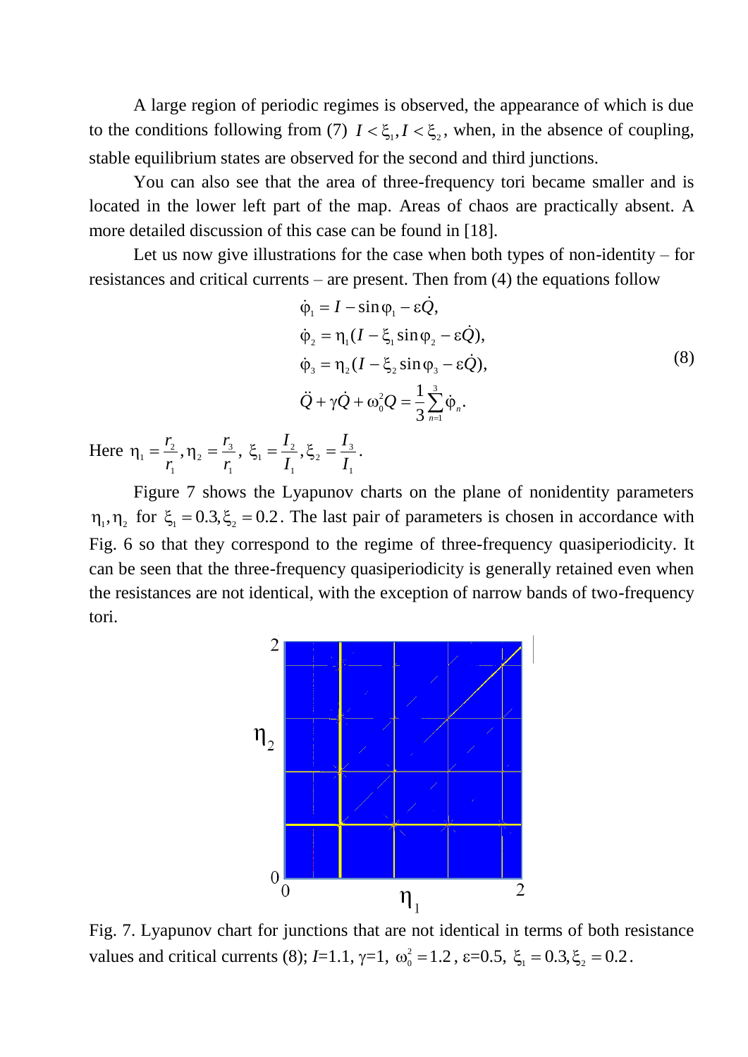A large region of periodic regimes is observed, the appearance of which is due to the conditions following from (7) $I < \xi_1, I < \xi_2$, when, in the absence of coupling, stable equilibrium states are observed for the second and third junctions.

You can also see that the area of three-frequency tori became smaller and is located in the lower left part of the map. Areas of chaos are practically absent. A more detailed discussion of this case can be found in [18].

Let us now give illustrations for the case when both types of non-identity – for resistances and critical currents – are present. Then from (4) the equations follow

$$
\begin{aligned}
&\dot{\varphi}_1 = I - \sin\varphi_1 - \varepsilon\dot{Q},\\
&\dot{\varphi}_2 = \eta_1(I - \xi_1 \sin\varphi_2 - \varepsilon\dot{Q}),\\
&\dot{\varphi}_3 = \eta_2(I - \xi_2 \sin\varphi_3 - \varepsilon\dot{Q}),\\
&\ddot{Q} + \gamma\dot{Q} + \omega_0^2 Q = \frac{1}{3}\sum_{n=1}^{3}\dot{\varphi}_n.
\end{aligned}
\tag{8}
$$

Here $\eta_1 = \dfrac{r_2}{r_1}, \eta_2 = \dfrac{r_3}{r_1},\ \xi_1 = \dfrac{I_2}{I_1}, \xi_2 = \dfrac{I_3}{I_1}$.

Figure 7 shows the Lyapunov charts on the plane of nonidentity parameters $\eta_1, \eta_2$ for $\xi_1 = 0.3, \xi_2 = 0.2$. The last pair of parameters is chosen in accordance with Fig. 6 so that they correspond to the regime of three-frequency quasiperiodicity. It can be seen that the three-frequency quasiperiodicity is generally retained even when the resistances are not identical, with the exception of narrow bands of two-frequency tori.

Fig. 7. Lyapunov chart for junctions that are not identical in terms of both resistance values and critical currents (8); $I$=1.1, $\gamma$=1, $\omega_0^2 = 1.2$, $\varepsilon$=0.5, $\xi_1 = 0.3, \xi_2 = 0.2$.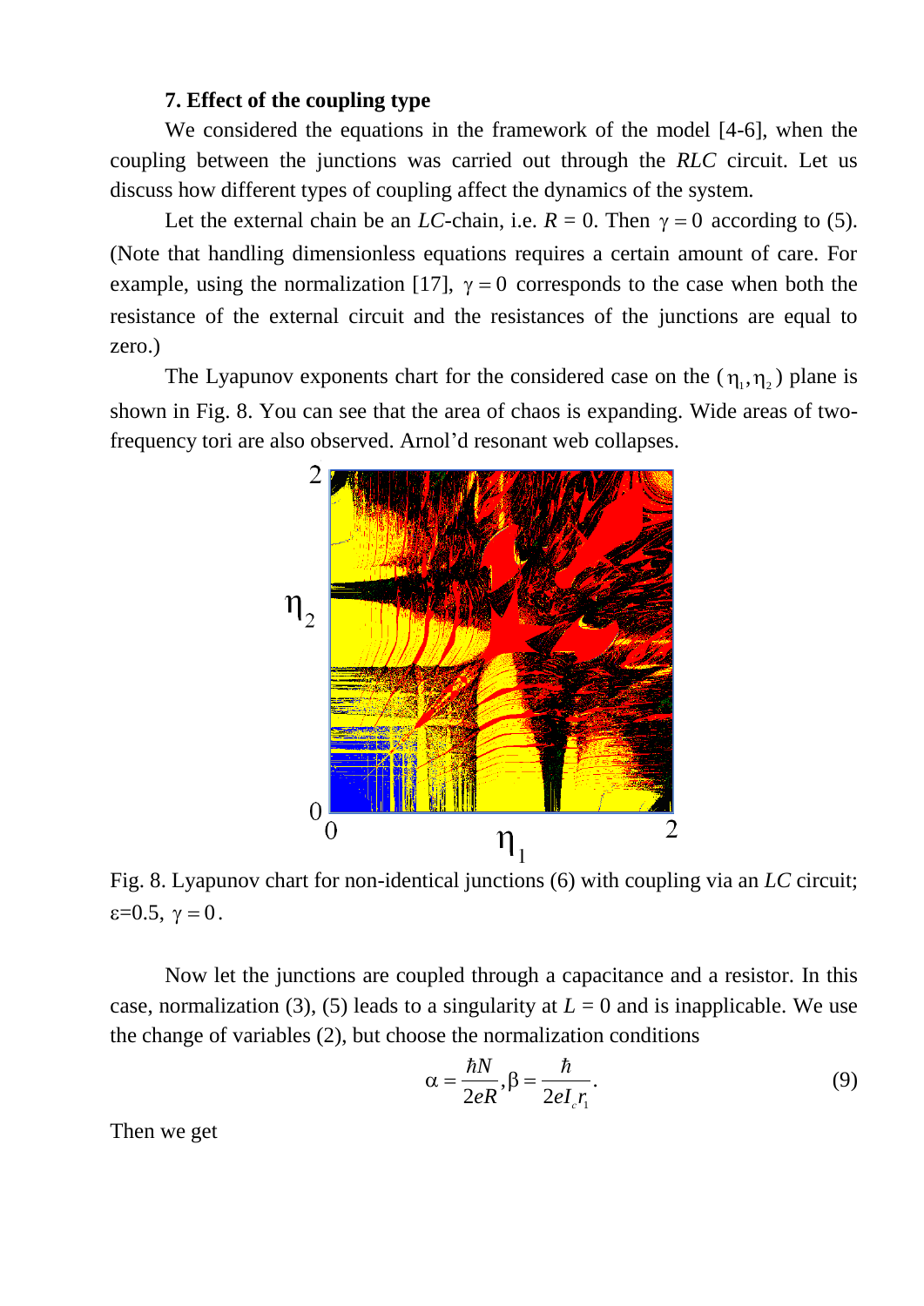### 7. Effect of the coupling type

We considered the equations in the framework of the model [4-6], when the coupling between the junctions was carried out through the *RLC* circuit. Let us discuss how different types of coupling affect the dynamics of the system.

Let the external chain be an *LC*-chain, i.e. $R = 0$. Then $\gamma = 0$ according to (5). (Note that handling dimensionless equations requires a certain amount of care. For example, using the normalization [17], $\gamma = 0$ corresponds to the case when both the resistance of the external circuit and the resistances of the junctions are equal to zero.)

The Lyapunov exponents chart for the considered case on the $(\eta_1, \eta_2)$ plane is shown in Fig. 8. You can see that the area of chaos is expanding. Wide areas of two-frequency tori are also observed. Arnol'd resonant web collapses.

Fig. 8. Lyapunov chart for non-identical junctions (6) with coupling via an *LC* circuit; $\varepsilon$=0.5, $\gamma = 0$.

Now let the junctions are coupled through a capacitance and a resistor. In this case, normalization (3), (5) leads to a singularity at $L = 0$ and is inapplicable. We use the change of variables (2), but choose the normalization conditions

$$\alpha = \frac{\hbar N}{2eR}, \beta = \frac{\hbar}{2eI_{c}r_{1}}. \tag{9}$$

Then we get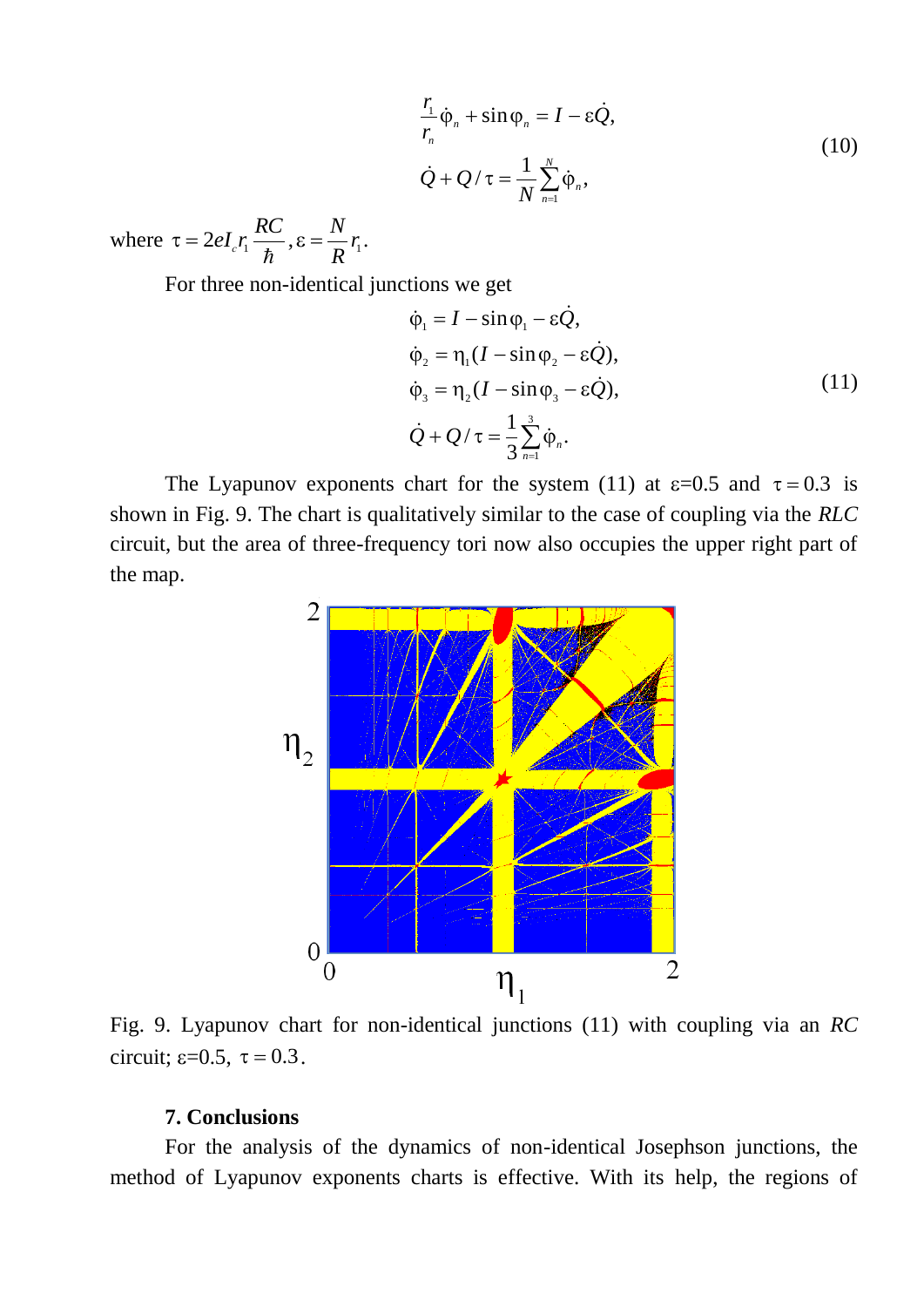$$
\begin{aligned}
&\frac{r_1}{r_n}\dot{\varphi}_n + \sin\varphi_n = I - \varepsilon\dot{Q}, \\
&\dot{Q} + Q/\tau = \frac{1}{N}\sum_{n=1}^{N}\dot{\varphi}_n,
\end{aligned}
\tag{10}
$$

where $\tau = 2eI_c r_1 \dfrac{RC}{\hbar}, \varepsilon = \dfrac{N}{R} r_1$.

For three non-identical junctions we get

$$
\begin{aligned}
&\dot{\varphi}_1 = I - \sin\varphi_1 - \varepsilon\dot{Q}, \\
&\dot{\varphi}_2 = \eta_1(I - \sin\varphi_2 - \varepsilon\dot{Q}), \\
&\dot{\varphi}_3 = \eta_2(I - \sin\varphi_3 - \varepsilon\dot{Q}), \\
&\dot{Q} + Q/\tau = \frac{1}{3}\sum_{n=1}^{3}\dot{\varphi}_n.
\end{aligned}
\tag{11}
$$

The Lyapunov exponents chart for the system (11) at ε=0.5 and $\tau = 0.3$ is shown in Fig. 9. The chart is qualitatively similar to the case of coupling via the *RLC* circuit, but the area of three-frequency tori now also occupies the upper right part of the map.

Fig. 9. Lyapunov chart for non-identical junctions (11) with coupling via an *RC* circuit; ε=0.5, $\tau = 0.3$.

### 7. Conclusions

For the analysis of the dynamics of non-identical Josephson junctions, the method of Lyapunov exponents charts is effective. With its help, the regions of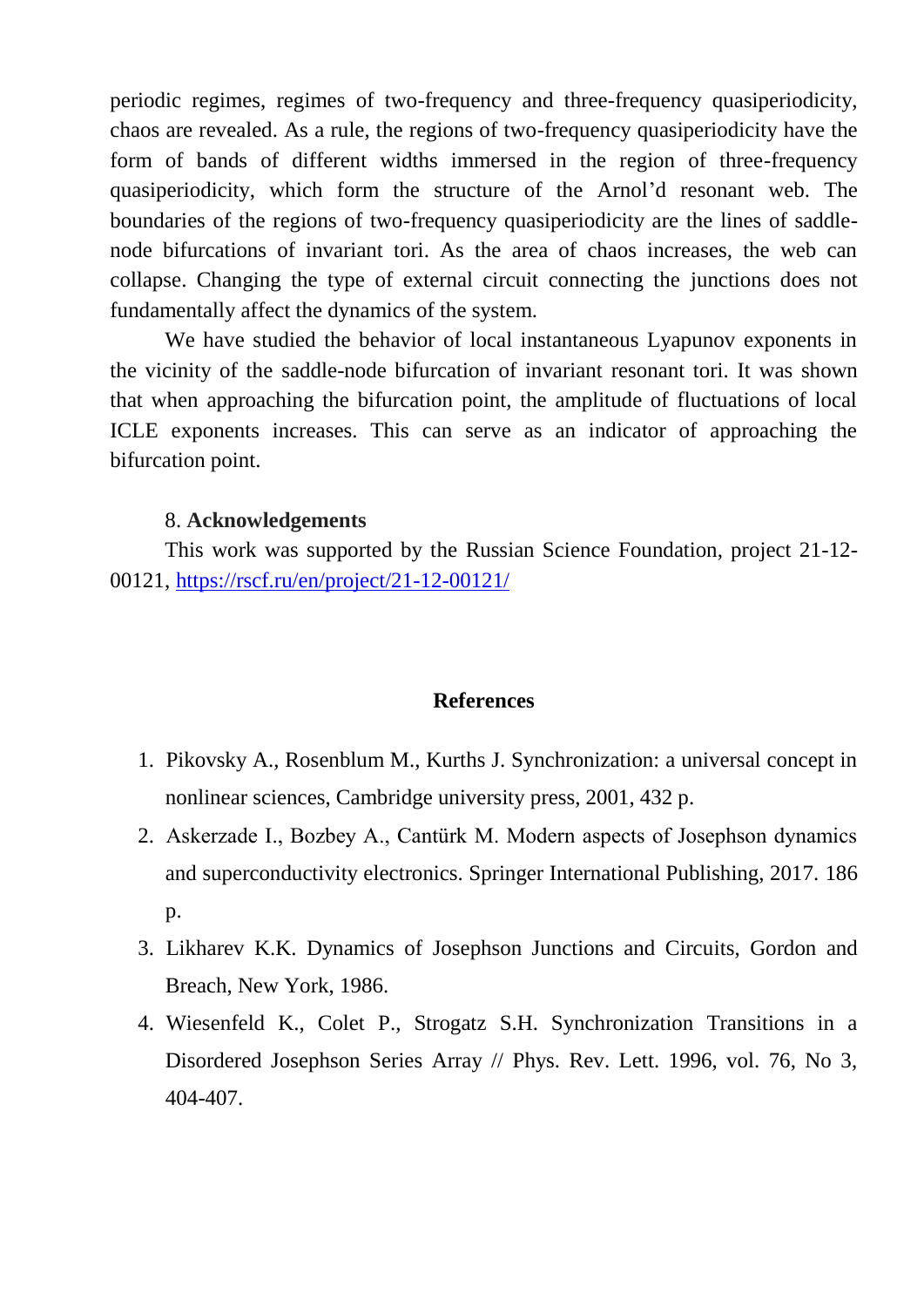periodic regimes, regimes of two-frequency and three-frequency quasiperiodicity, chaos are revealed. As a rule, the regions of two-frequency quasiperiodicity have the form of bands of different widths immersed in the region of three-frequency quasiperiodicity, which form the structure of the Arnol'd resonant web. The boundaries of the regions of two-frequency quasiperiodicity are the lines of saddle-node bifurcations of invariant tori. As the area of chaos increases, the web can collapse. Changing the type of external circuit connecting the junctions does not fundamentally affect the dynamics of the system.

We have studied the behavior of local instantaneous Lyapunov exponents in the vicinity of the saddle-node bifurcation of invariant resonant tori. It was shown that when approaching the bifurcation point, the amplitude of fluctuations of local ICLE exponents increases. This can serve as an indicator of approaching the bifurcation point.

## 8. Acknowledgements

This work was supported by the Russian Science Foundation, project 21-12-00121, https://rscf.ru/en/project/21-12-00121/

## References

1. Pikovsky A., Rosenblum M., Kurths J. Synchronization: a universal concept in nonlinear sciences, Cambridge university press, 2001, 432 p.
2. Askerzade I., Bozbey A., Cantürk M. Modern aspects of Josephson dynamics and superconductivity electronics. Springer International Publishing, 2017. 186 p.
3. Likharev K.K. Dynamics of Josephson Junctions and Circuits, Gordon and Breach, New York, 1986.
4. Wiesenfeld K., Colet P., Strogatz S.H. Synchronization Transitions in a Disordered Josephson Series Array // Phys. Rev. Lett. 1996, vol. 76, No 3, 404-407.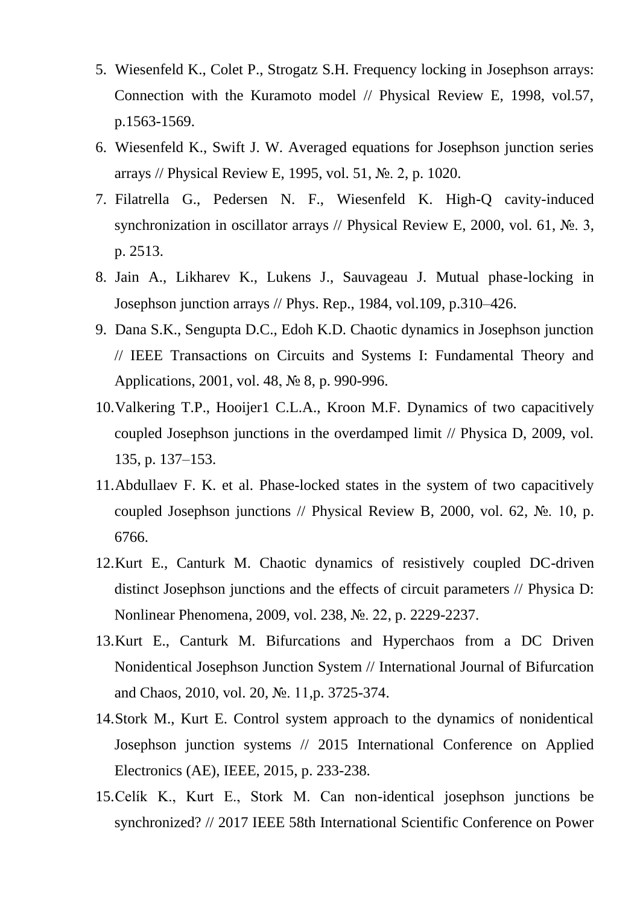5. Wiesenfeld K., Colet P., Strogatz S.H. Frequency locking in Josephson arrays: Connection with the Kuramoto model // Physical Review E, 1998, vol.57, p.1563-1569.
6. Wiesenfeld K., Swift J. W. Averaged equations for Josephson junction series arrays // Physical Review E, 1995, vol. 51, №. 2, p. 1020.
7. Filatrella G., Pedersen N. F., Wiesenfeld K. High-Q cavity-induced synchronization in oscillator arrays // Physical Review E, 2000, vol. 61, №. 3, p. 2513.
8. Jain A., Likharev K., Lukens J., Sauvageau J. Mutual phase-locking in Josephson junction arrays // Phys. Rep., 1984, vol.109, p.310–426.
9. Dana S.K., Sengupta D.C., Edoh K.D. Chaotic dynamics in Josephson junction // IEEE Transactions on Circuits and Systems I: Fundamental Theory and Applications, 2001, vol. 48, № 8, p. 990-996.
10. Valkering T.P., Hooijer1 C.L.A., Kroon M.F. Dynamics of two capacitively coupled Josephson junctions in the overdamped limit // Physica D, 2009, vol. 135, p. 137–153.
11. Abdullaev F. K. et al. Phase-locked states in the system of two capacitively coupled Josephson junctions // Physical Review B, 2000, vol. 62, №. 10, p. 6766.
12. Kurt E., Canturk M. Chaotic dynamics of resistively coupled DC-driven distinct Josephson junctions and the effects of circuit parameters // Physica D: Nonlinear Phenomena, 2009, vol. 238, №. 22, p. 2229-2237.
13. Kurt E., Canturk M. Bifurcations and Hyperchaos from a DC Driven Nonidentical Josephson Junction System // International Journal of Bifurcation and Chaos, 2010, vol. 20, №. 11,p. 3725-374.
14. Stork M., Kurt E. Control system approach to the dynamics of nonidentical Josephson junction systems // 2015 International Conference on Applied Electronics (AE), IEEE, 2015, p. 233-238.
15. Celík K., Kurt E., Stork M. Can non-identical josephson junctions be synchronized? // 2017 IEEE 58th International Scientific Conference on Power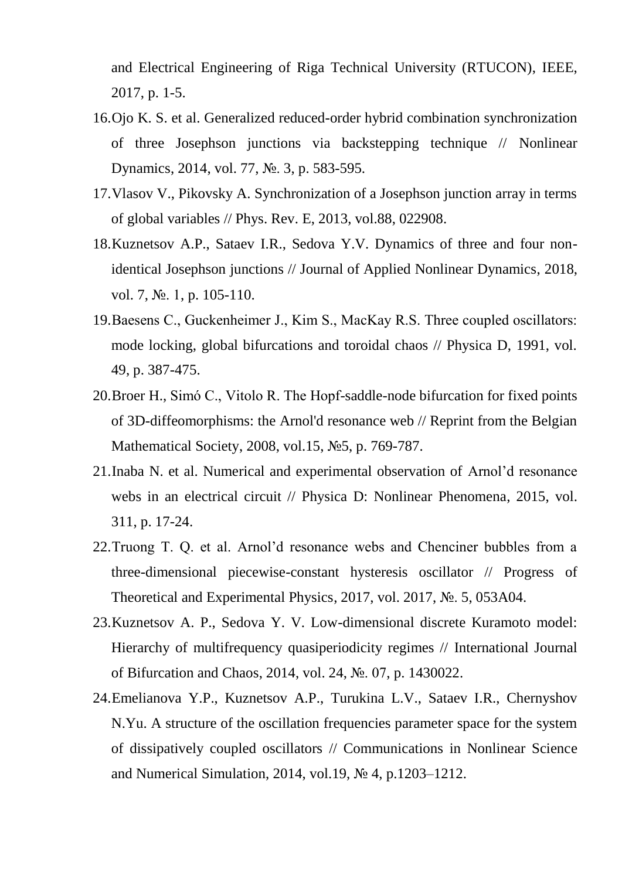and Electrical Engineering of Riga Technical University (RTUCON), IEEE, 2017, p. 1-5.

16. Ojo K. S. et al. Generalized reduced-order hybrid combination synchronization of three Josephson junctions via backstepping technique // Nonlinear Dynamics, 2014, vol. 77, №. 3, p. 583-595.
17. Vlasov V., Pikovsky A. Synchronization of a Josephson junction array in terms of global variables // Phys. Rev. E, 2013, vol.88, 022908.
18. Kuznetsov A.P., Sataev I.R., Sedova Y.V. Dynamics of three and four non-identical Josephson junctions // Journal of Applied Nonlinear Dynamics, 2018, vol. 7, №. 1, p. 105-110.
19. Baesens C., Guckenheimer J., Kim S., MacKay R.S. Three coupled oscillators: mode locking, global bifurcations and toroidal chaos // Physica D, 1991, vol. 49, p. 387-475.
20. Broer H., Simó C., Vitolo R. The Hopf-saddle-node bifurcation for fixed points of 3D-diffeomorphisms: the Arnol'd resonance web // Reprint from the Belgian Mathematical Society, 2008, vol.15, №5, p. 769-787.
21. Inaba N. et al. Numerical and experimental observation of Arnol'd resonance webs in an electrical circuit // Physica D: Nonlinear Phenomena, 2015, vol. 311, p. 17-24.
22. Truong T. Q. et al. Arnol'd resonance webs and Chenciner bubbles from a three-dimensional piecewise-constant hysteresis oscillator // Progress of Theoretical and Experimental Physics, 2017, vol. 2017, №. 5, 053A04.
23. Kuznetsov A. P., Sedova Y. V. Low-dimensional discrete Kuramoto model: Hierarchy of multifrequency quasiperiodicity regimes // International Journal of Bifurcation and Chaos, 2014, vol. 24, №. 07, p. 1430022.
24. Emelianova Y.P., Kuznetsov A.P., Turukina L.V., Sataev I.R., Chernyshov N.Yu. A structure of the oscillation frequencies parameter space for the system of dissipatively coupled oscillators // Communications in Nonlinear Science and Numerical Simulation, 2014, vol.19, № 4, p.1203–1212.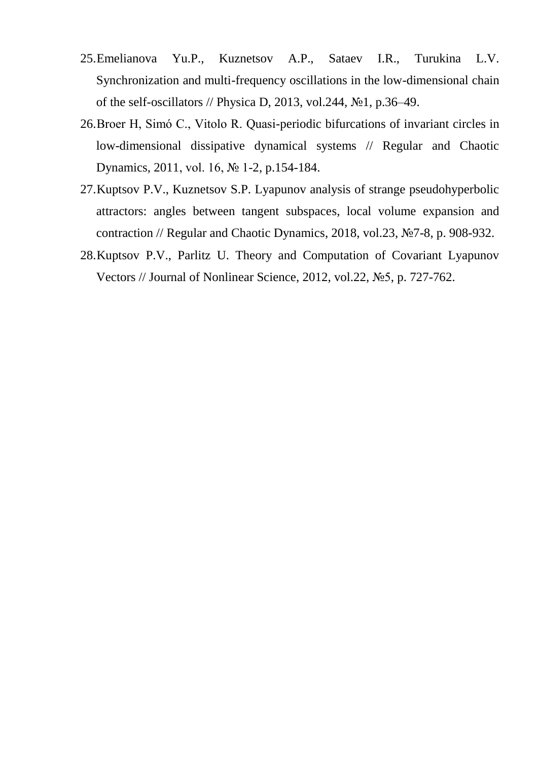25. Emelianova Yu.P., Kuznetsov A.P., Sataev I.R., Turukina L.V. Synchronization and multi-frequency oscillations in the low-dimensional chain of the self-oscillators // Physica D, 2013, vol.244, №1, p.36–49.
26. Broer H, Simó C., Vitolo R. Quasi-periodic bifurcations of invariant circles in low-dimensional dissipative dynamical systems // Regular and Chaotic Dynamics, 2011, vol. 16, № 1-2, p.154-184.
27. Kuptsov P.V., Kuznetsov S.P. Lyapunov analysis of strange pseudohyperbolic attractors: angles between tangent subspaces, local volume expansion and contraction // Regular and Chaotic Dynamics, 2018, vol.23, №7-8, p. 908-932.
28. Kuptsov P.V., Parlitz U. Theory and Computation of Covariant Lyapunov Vectors // Journal of Nonlinear Science, 2012, vol.22, №5, p. 727-762.